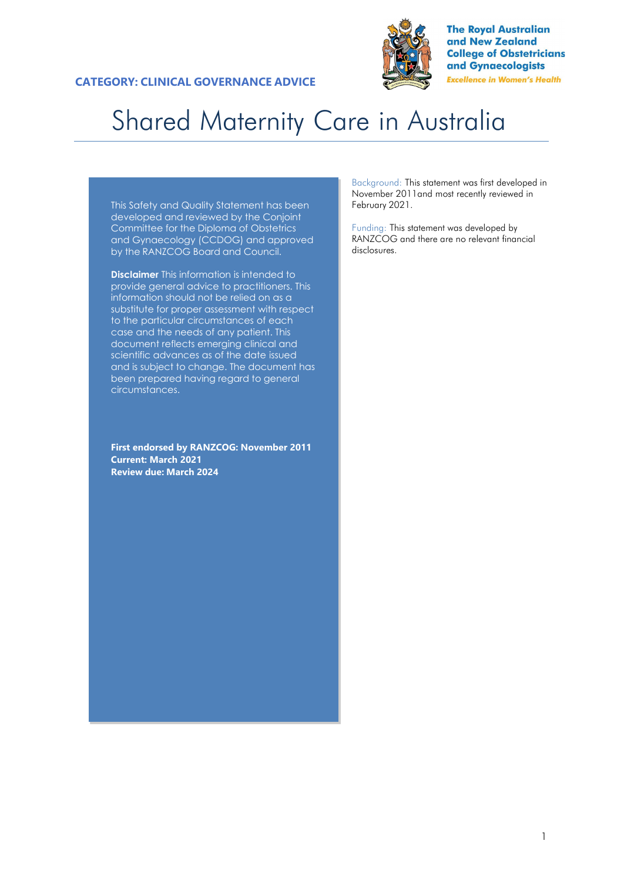**CATEGORY: CLINICAL GOVERNANCE ADVICE**

The Royal Australian and New Zealand College of Obstetricians and Gynaecologists

*Excellence in Women's Health*

# Shared Maternity Care in Australia

This Safety and Quality Statement has been developed and reviewed by the Conjoint Committee for the Diploma of Obstetrics and Gynaecology (CCDOG) and approved by the RANZCOG Board and Council.

**Disclaimer** This information is intended to provide general advice to practitioners. This information should not be relied on as a substitute for proper assessment with respect to the particular circumstances of each case and the needs of any patient. This document reflects emerging clinical and scientific advances as of the date issued and is subject to change. The document has been prepared having regard to general circumstances.

**First endorsed by RANZCOG: November 2011**
**Current: March 2021**
**Review due: March 2024**

Background: This statement was first developed in November 2011and most recently reviewed in February 2021.

Funding: This statement was developed by RANZCOG and there are no relevant financial disclosures.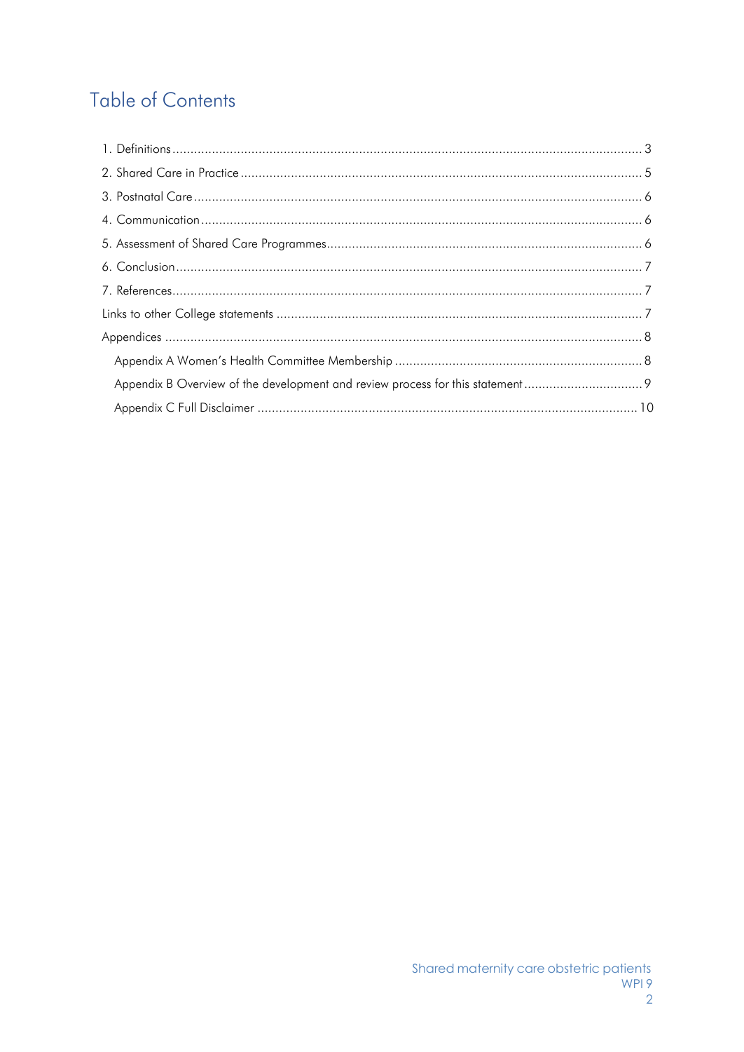# Table of Contents

1. Definitions .......... 3
2. Shared Care in Practice .......... 5
3. Postnatal Care .......... 6
4. Communication .......... 6
5. Assessment of Shared Care Programmes .......... 6
6. Conclusion .......... 7
7. References .......... 7

Links to other College statements .......... 7

Appendices .......... 8

- Appendix A Women's Health Committee Membership .......... 8
- Appendix B Overview of the development and review process for this statement .......... 9
- Appendix C Full Disclaimer .......... 10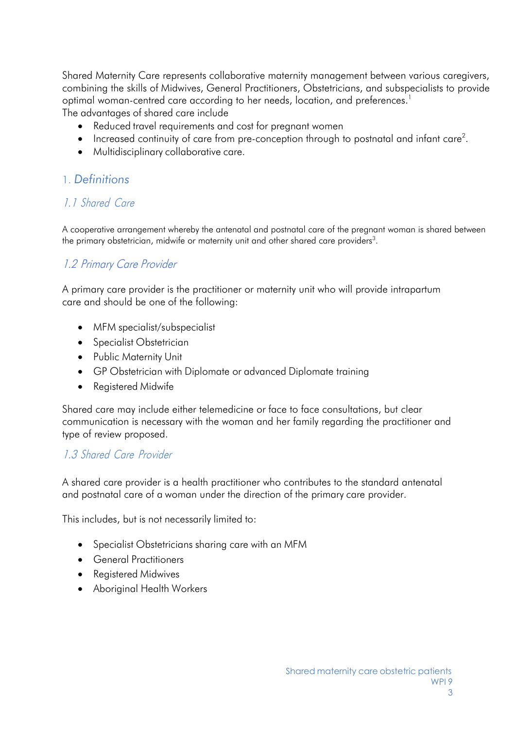Shared Maternity Care represents collaborative maternity management between various caregivers, combining the skills of Midwives, General Practitioners, Obstetricians, and subspecialists to provide optimal woman-centred care according to her needs, location, and preferences.[1]

The advantages of shared care include

- Reduced travel requirements and cost for pregnant women
- Increased continuity of care from pre-conception through to postnatal and infant care[2].
- Multidisciplinary collaborative care.

## 1. *Definitions*

### *1.1 Shared Care*

A cooperative arrangement whereby the antenatal and postnatal care of the pregnant woman is shared between the primary obstetrician, midwife or maternity unit and other shared care providers[3].

### *1.2 Primary Care Provider*

A primary care provider is the practitioner or maternity unit who will provide intrapartum care and should be one of the following:

- MFM specialist/subspecialist
- Specialist Obstetrician
- Public Maternity Unit
- GP Obstetrician with Diplomate or advanced Diplomate training
- Registered Midwife

Shared care may include either telemedicine or face to face consultations, but clear communication is necessary with the woman and her family regarding the practitioner and type of review proposed.

### *1.3 Shared Care Provider*

A shared care provider is a health practitioner who contributes to the standard antenatal and postnatal care of a woman under the direction of the primary care provider.

This includes, but is not necessarily limited to:

- Specialist Obstetricians sharing care with an MFM
- General Practitioners
- Registered Midwives
- Aboriginal Health Workers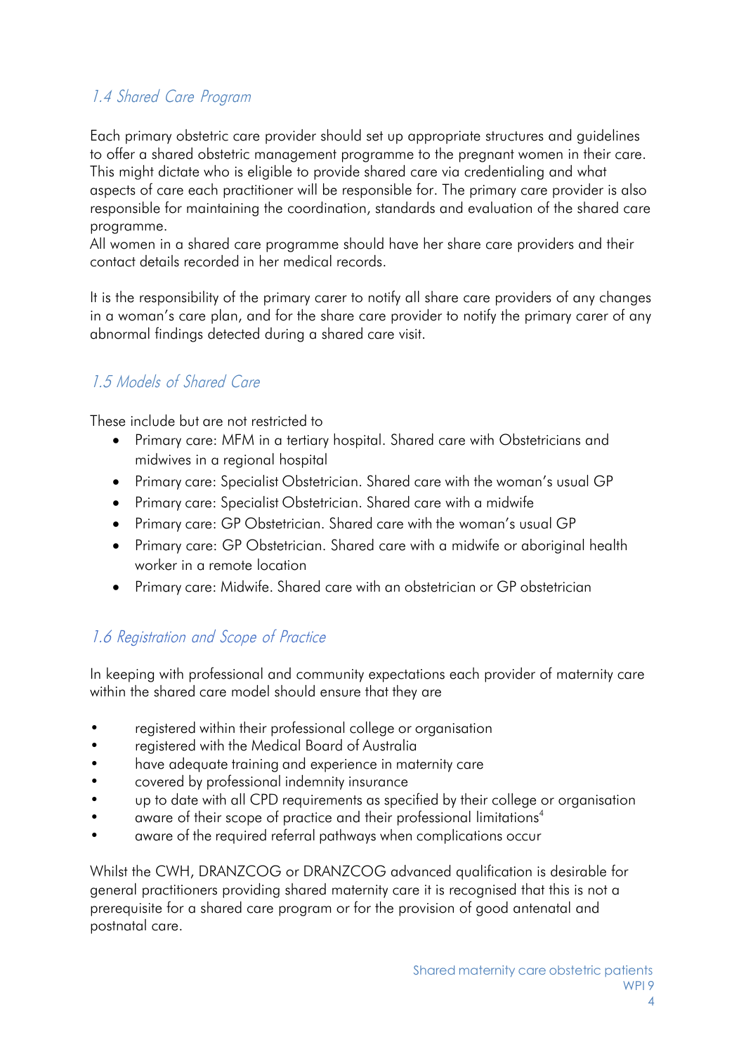## 1.4 Shared Care Program

Each primary obstetric care provider should set up appropriate structures and guidelines to offer a shared obstetric management programme to the pregnant women in their care. This might dictate who is eligible to provide shared care via credentialing and what aspects of care each practitioner will be responsible for. The primary care provider is also responsible for maintaining the coordination, standards and evaluation of the shared care programme.
All women in a shared care programme should have her share care providers and their contact details recorded in her medical records.

It is the responsibility of the primary carer to notify all share care providers of any changes in a woman's care plan, and for the share care provider to notify the primary carer of any abnormal findings detected during a shared care visit.

## 1.5 Models of Shared Care

These include but are not restricted to

- Primary care: MFM in a tertiary hospital. Shared care with Obstetricians and midwives in a regional hospital
- Primary care: Specialist Obstetrician. Shared care with the woman's usual GP
- Primary care: Specialist Obstetrician. Shared care with a midwife
- Primary care: GP Obstetrician. Shared care with the woman's usual GP
- Primary care: GP Obstetrician. Shared care with a midwife or aboriginal health worker in a remote location
- Primary care: Midwife. Shared care with an obstetrician or GP obstetrician

## 1.6 Registration and Scope of Practice

In keeping with professional and community expectations each provider of maternity care within the shared care model should ensure that they are

- registered within their professional college or organisation
- registered with the Medical Board of Australia
- have adequate training and experience in maternity care
- covered by professional indemnity insurance
- up to date with all CPD requirements as specified by their college or organisation
- aware of their scope of practice and their professional limitations[4]
- aware of the required referral pathways when complications occur

Whilst the CWH, DRANZCOG or DRANZCOG advanced qualification is desirable for general practitioners providing shared maternity care it is recognised that this is not a prerequisite for a shared care program or for the provision of good antenatal and postnatal care.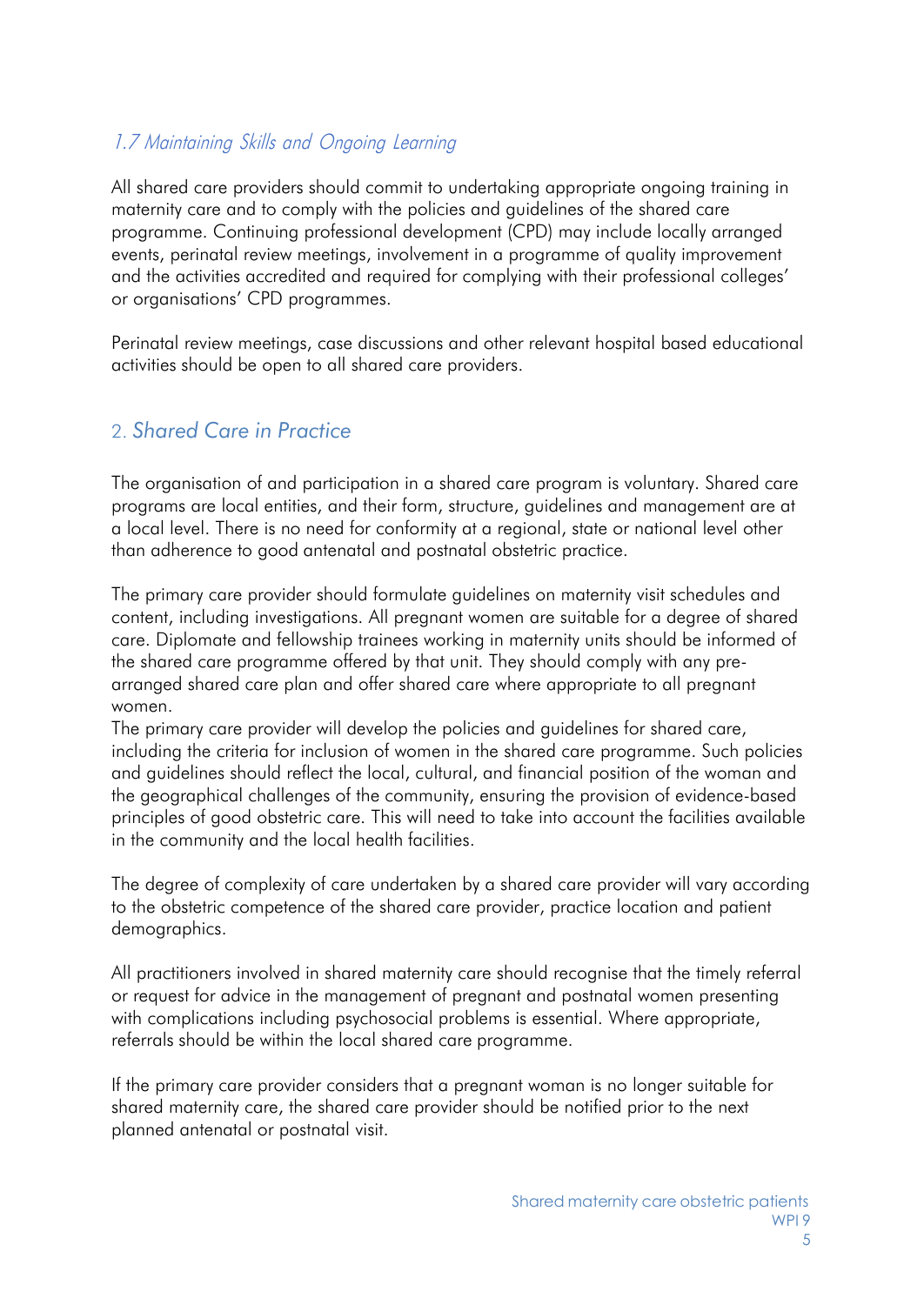### *1.7 Maintaining Skills and Ongoing Learning*

All shared care providers should commit to undertaking appropriate ongoing training in maternity care and to comply with the policies and guidelines of the shared care programme. Continuing professional development (CPD) may include locally arranged events, perinatal review meetings, involvement in a programme of quality improvement and the activities accredited and required for complying with their professional colleges' or organisations' CPD programmes.

Perinatal review meetings, case discussions and other relevant hospital based educational activities should be open to all shared care providers.

## 2. *Shared Care in Practice*

The organisation of and participation in a shared care program is voluntary. Shared care programs are local entities, and their form, structure, guidelines and management are at a local level. There is no need for conformity at a regional, state or national level other than adherence to good antenatal and postnatal obstetric practice.

The primary care provider should formulate guidelines on maternity visit schedules and content, including investigations. All pregnant women are suitable for a degree of shared care. Diplomate and fellowship trainees working in maternity units should be informed of the shared care programme offered by that unit. They should comply with any pre-arranged shared care plan and offer shared care where appropriate to all pregnant women.

The primary care provider will develop the policies and guidelines for shared care, including the criteria for inclusion of women in the shared care programme. Such policies and guidelines should reflect the local, cultural, and financial position of the woman and the geographical challenges of the community, ensuring the provision of evidence-based principles of good obstetric care. This will need to take into account the facilities available in the community and the local health facilities.

The degree of complexity of care undertaken by a shared care provider will vary according to the obstetric competence of the shared care provider, practice location and patient demographics.

All practitioners involved in shared maternity care should recognise that the timely referral or request for advice in the management of pregnant and postnatal women presenting with complications including psychosocial problems is essential. Where appropriate, referrals should be within the local shared care programme.

If the primary care provider considers that a pregnant woman is no longer suitable for shared maternity care, the shared care provider should be notified prior to the next planned antenatal or postnatal visit.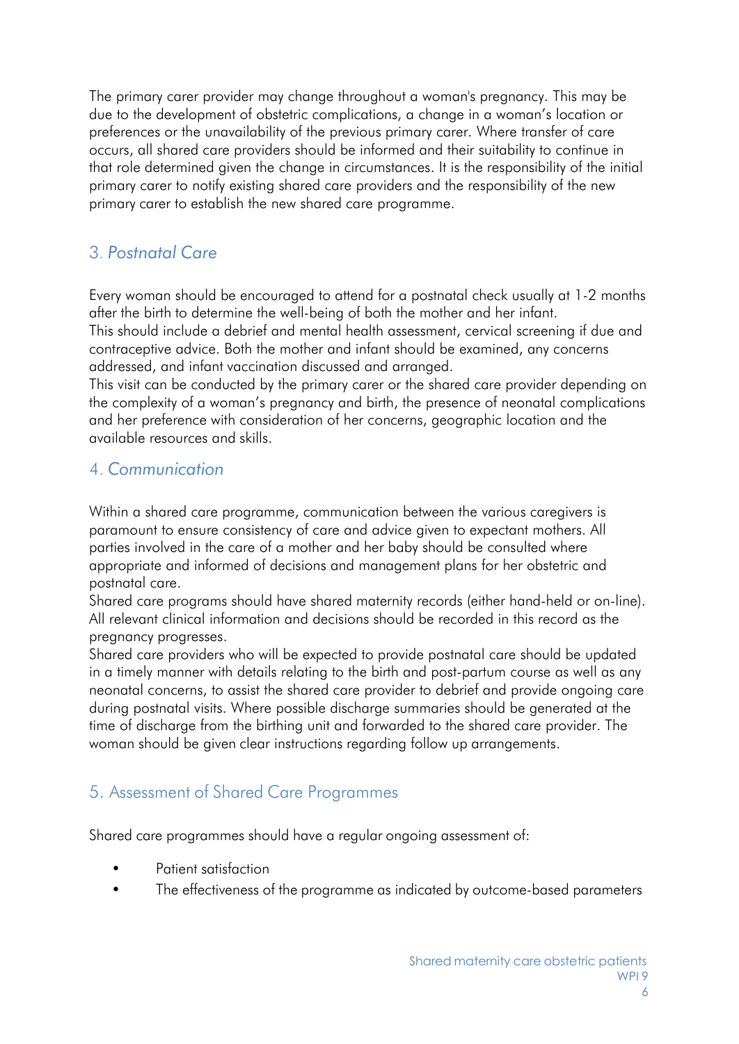The primary carer provider may change throughout a woman's pregnancy. This may be due to the development of obstetric complications, a change in a woman's location or preferences or the unavailability of the previous primary carer. Where transfer of care occurs, all shared care providers should be informed and their suitability to continue in that role determined given the change in circumstances. It is the responsibility of the initial primary carer to notify existing shared care providers and the responsibility of the new primary carer to establish the new shared care programme.

## 3. *Postnatal Care*

Every woman should be encouraged to attend for a postnatal check usually at 1-2 months after the birth to determine the well-being of both the mother and her infant.
This should include a debrief and mental health assessment, cervical screening if due and contraceptive advice. Both the mother and infant should be examined, any concerns addressed, and infant vaccination discussed and arranged.
This visit can be conducted by the primary carer or the shared care provider depending on the complexity of a woman's pregnancy and birth, the presence of neonatal complications and her preference with consideration of her concerns, geographic location and the available resources and skills.

## 4. *Communication*

Within a shared care programme, communication between the various caregivers is paramount to ensure consistency of care and advice given to expectant mothers. All parties involved in the care of a mother and her baby should be consulted where appropriate and informed of decisions and management plans for her obstetric and postnatal care.
Shared care programs should have shared maternity records (either hand-held or on-line). All relevant clinical information and decisions should be recorded in this record as the pregnancy progresses.
Shared care providers who will be expected to provide postnatal care should be updated in a timely manner with details relating to the birth and post-partum course as well as any neonatal concerns, to assist the shared care provider to debrief and provide ongoing care during postnatal visits. Where possible discharge summaries should be generated at the time of discharge from the birthing unit and forwarded to the shared care provider. The woman should be given clear instructions regarding follow up arrangements.

## 5. Assessment of Shared Care Programmes

Shared care programmes should have a regular ongoing assessment of:

- Patient satisfaction
- The effectiveness of the programme as indicated by outcome-based parameters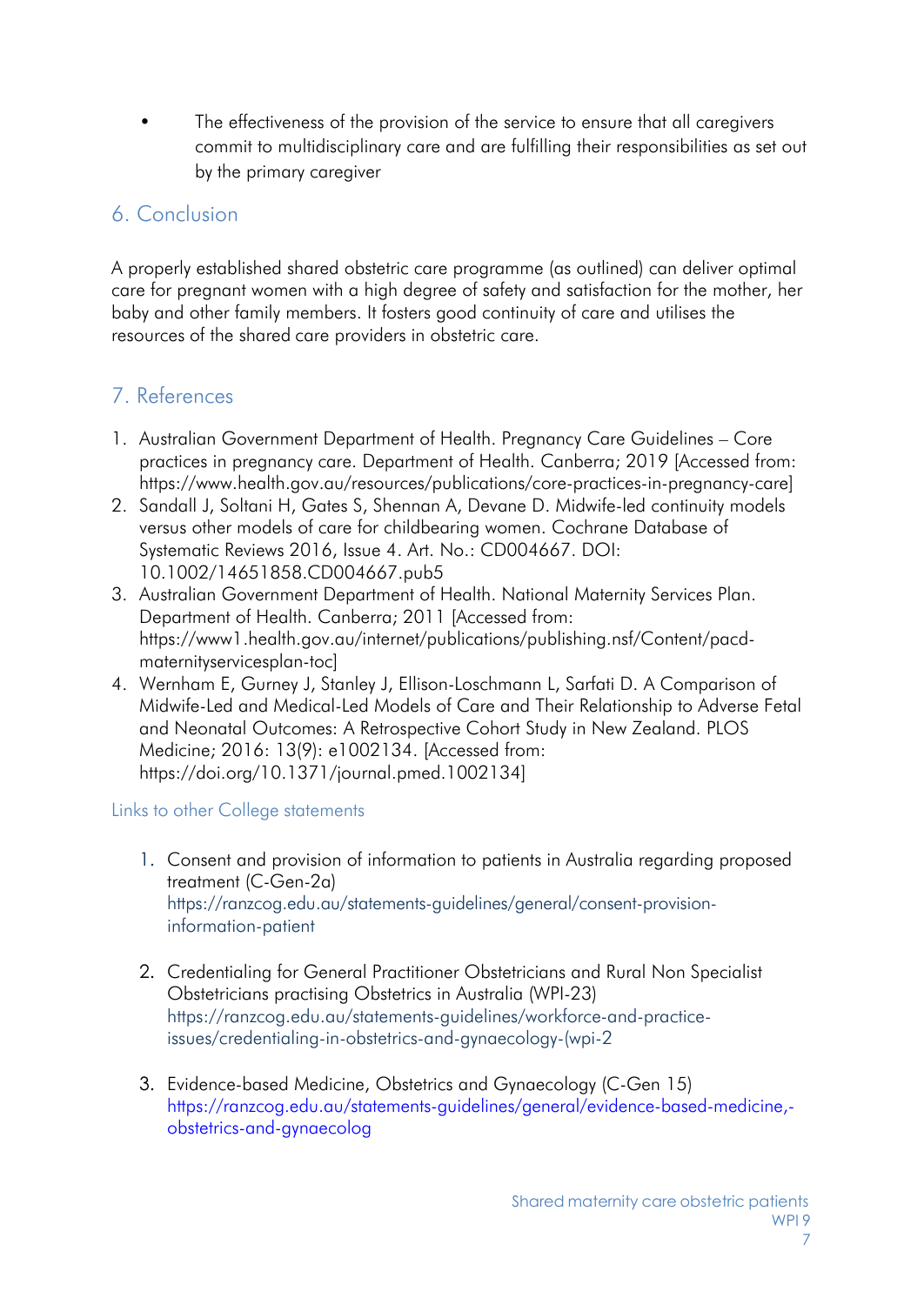- The effectiveness of the provision of the service to ensure that all caregivers commit to multidisciplinary care and are fulfilling their responsibilities as set out by the primary caregiver

## 6. Conclusion

A properly established shared obstetric care programme (as outlined) can deliver optimal care for pregnant women with a high degree of safety and satisfaction for the mother, her baby and other family members. It fosters good continuity of care and utilises the resources of the shared care providers in obstetric care.

## 7. References

1. Australian Government Department of Health. Pregnancy Care Guidelines – Core practices in pregnancy care. Department of Health. Canberra; 2019 [Accessed from: https://www.health.gov.au/resources/publications/core-practices-in-pregnancy-care]
2. Sandall J, Soltani H, Gates S, Shennan A, Devane D. Midwife-led continuity models versus other models of care for childbearing women. Cochrane Database of Systematic Reviews 2016, Issue 4. Art. No.: CD004667. DOI: 10.1002/14651858.CD004667.pub5
3. Australian Government Department of Health. National Maternity Services Plan. Department of Health. Canberra; 2011 [Accessed from: https://www1.health.gov.au/internet/publications/publishing.nsf/Content/pacd-maternityservicesplan-toc]
4. Wernham E, Gurney J, Stanley J, Ellison-Loschmann L, Sarfati D. A Comparison of Midwife-Led and Medical-Led Models of Care and Their Relationship to Adverse Fetal and Neonatal Outcomes: A Retrospective Cohort Study in New Zealand. PLOS Medicine; 2016: 13(9): e1002134. [Accessed from: https://doi.org/10.1371/journal.pmed.1002134]

### Links to other College statements

1. Consent and provision of information to patients in Australia regarding proposed treatment (C-Gen-2a)
   https://ranzcog.edu.au/statements-guidelines/general/consent-provision-information-patient

2. Credentialing for General Practitioner Obstetricians and Rural Non Specialist Obstetricians practising Obstetrics in Australia (WPI-23)
   https://ranzcog.edu.au/statements-guidelines/workforce-and-practice-issues/credentialing-in-obstetrics-and-gynaecology-(wpi-2

3. Evidence-based Medicine, Obstetrics and Gynaecology (C-Gen 15)
   https://ranzcog.edu.au/statements-guidelines/general/evidence-based-medicine,-obstetrics-and-gynaecolog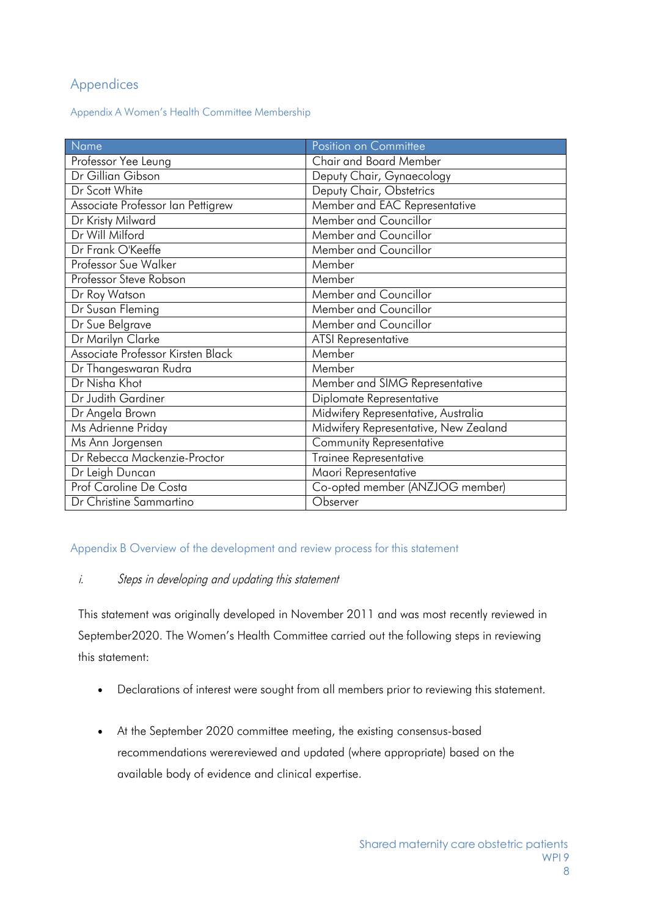# Appendices

## Appendix A Women's Health Committee Membership

| Name | Position on Committee |
|---|---|
| Professor Yee Leung | Chair and Board Member |
| Dr Gillian Gibson | Deputy Chair, Gynaecology |
| Dr Scott White | Deputy Chair, Obstetrics |
| Associate Professor Ian Pettigrew | Member and EAC Representative |
| Dr Kristy Milward | Member and Councillor |
| Dr Will Milford | Member and Councillor |
| Dr Frank O'Keeffe | Member and Councillor |
| Professor Sue Walker | Member |
| Professor Steve Robson | Member |
| Dr Roy Watson | Member and Councillor |
| Dr Susan Fleming | Member and Councillor |
| Dr Sue Belgrave | Member and Councillor |
| Dr Marilyn Clarke | ATSI Representative |
| Associate Professor Kirsten Black | Member |
| Dr Thangeswaran Rudra | Member |
| Dr Nisha Khot | Member and SIMG Representative |
| Dr Judith Gardiner | Diplomate Representative |
| Dr Angela Brown | Midwifery Representative, Australia |
| Ms Adrienne Priday | Midwifery Representative, New Zealand |
| Ms Ann Jorgensen | Community Representative |
| Dr Rebecca Mackenzie-Proctor | Trainee Representative |
| Dr Leigh Duncan | Maori Representative |
| Prof Caroline De Costa | Co-opted member (ANZJOG member) |
| Dr Christine Sammartino | Observer |

## Appendix B Overview of the development and review process for this statement

*i. Steps in developing and updating this statement*

This statement was originally developed in November 2011 and was most recently reviewed in September2020. The Women's Health Committee carried out the following steps in reviewing this statement:

- Declarations of interest were sought from all members prior to reviewing this statement.
- At the September 2020 committee meeting, the existing consensus-based recommendations werereviewed and updated (where appropriate) based on the available body of evidence and clinical expertise.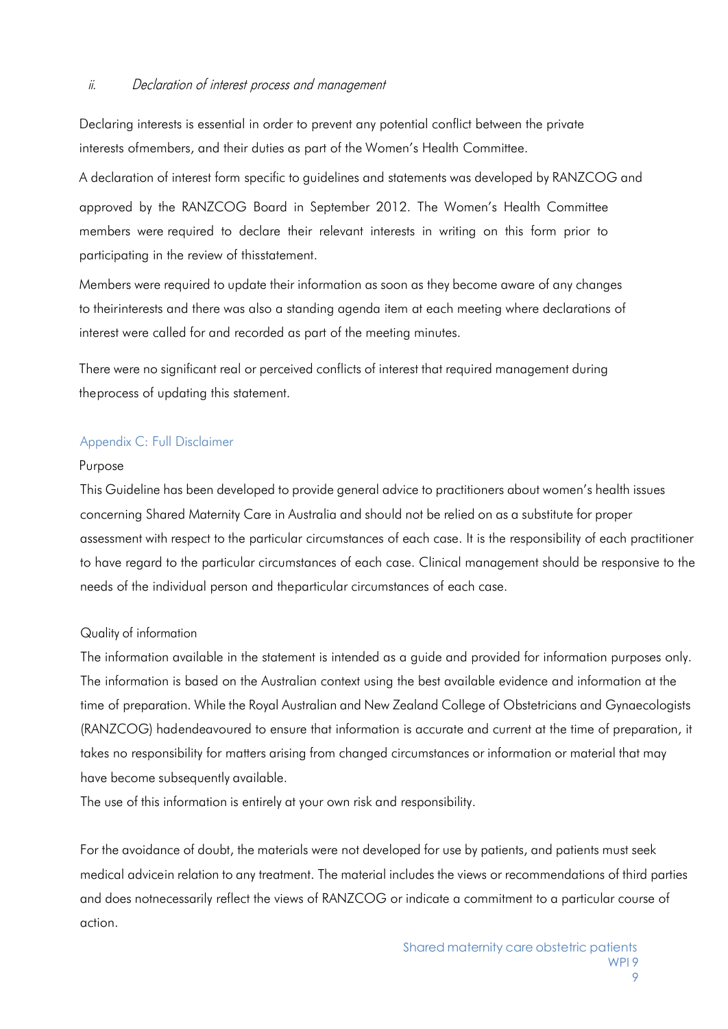*ii. Declaration of interest process and management*

Declaring interests is essential in order to prevent any potential conflict between the private interests ofmembers, and their duties as part of the Women's Health Committee.

A declaration of interest form specific to guidelines and statements was developed by RANZCOG and approved by the RANZCOG Board in September 2012. The Women's Health Committee members were required to declare their relevant interests in writing on this form prior to participating in the review of thisstatement.

Members were required to update their information as soon as they become aware of any changes to theirinterests and there was also a standing agenda item at each meeting where declarations of interest were called for and recorded as part of the meeting minutes.

There were no significant real or perceived conflicts of interest that required management during theprocess of updating this statement.

## Appendix C: Full Disclaimer

Purpose

This Guideline has been developed to provide general advice to practitioners about women's health issues concerning Shared Maternity Care in Australia and should not be relied on as a substitute for proper assessment with respect to the particular circumstances of each case. It is the responsibility of each practitioner to have regard to the particular circumstances of each case. Clinical management should be responsive to the needs of the individual person and theparticular circumstances of each case.

Quality of information

The information available in the statement is intended as a guide and provided for information purposes only. The information is based on the Australian context using the best available evidence and information at the time of preparation. While the Royal Australian and New Zealand College of Obstetricians and Gynaecologists (RANZCOG) hadendeavoured to ensure that information is accurate and current at the time of preparation, it takes no responsibility for matters arising from changed circumstances or information or material that may have become subsequently available.

The use of this information is entirely at your own risk and responsibility.

For the avoidance of doubt, the materials were not developed for use by patients, and patients must seek medical advicein relation to any treatment. The material includes the views or recommendations of third parties and does notnecessarily reflect the views of RANZCOG or indicate a commitment to a particular course of action.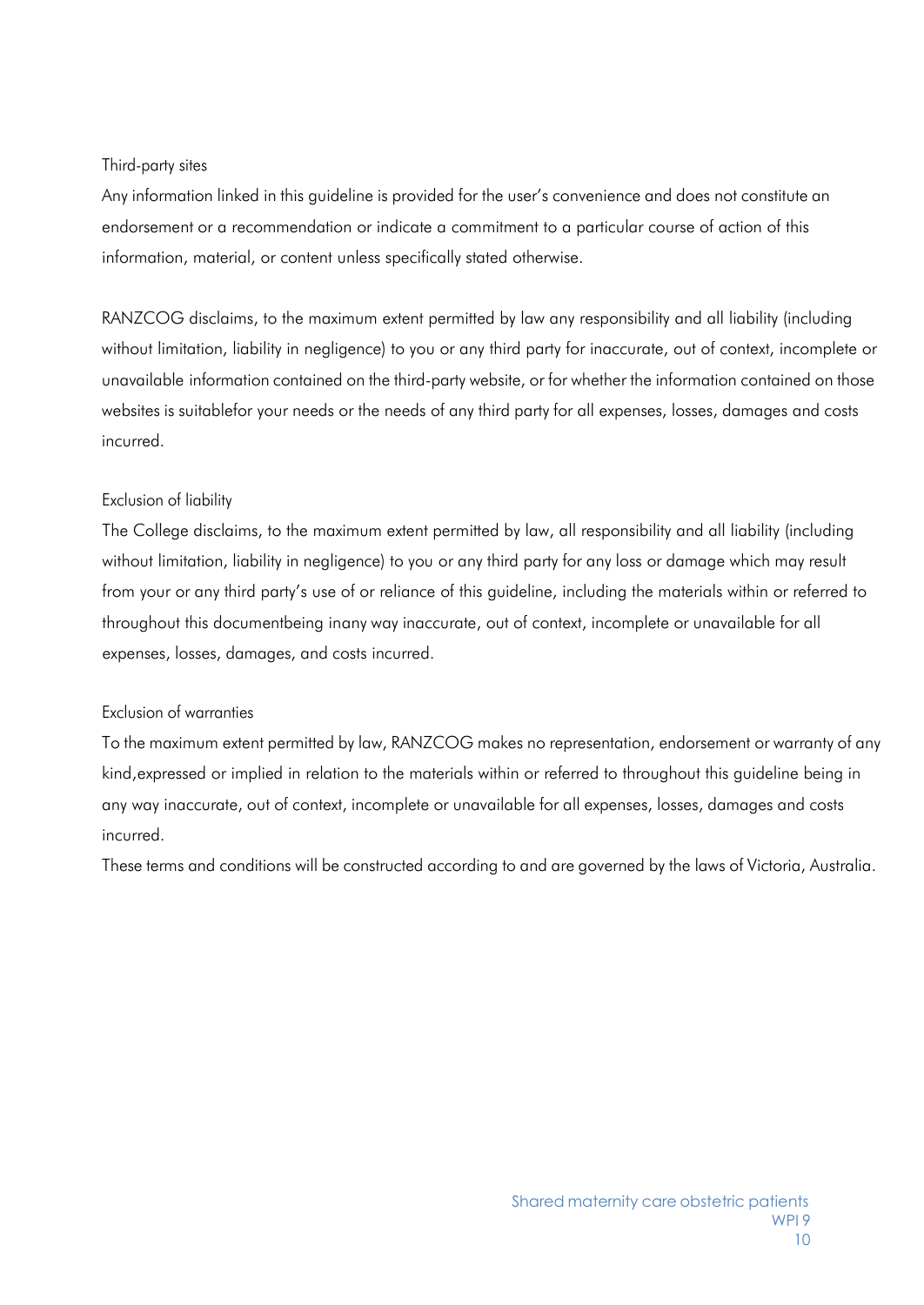Third-party sites

Any information linked in this guideline is provided for the user's convenience and does not constitute an endorsement or a recommendation or indicate a commitment to a particular course of action of this information, material, or content unless specifically stated otherwise.

RANZCOG disclaims, to the maximum extent permitted by law any responsibility and all liability (including without limitation, liability in negligence) to you or any third party for inaccurate, out of context, incomplete or unavailable information contained on the third-party website, or for whether the information contained on those websites is suitablefor your needs or the needs of any third party for all expenses, losses, damages and costs incurred.

Exclusion of liability

The College disclaims, to the maximum extent permitted by law, all responsibility and all liability (including without limitation, liability in negligence) to you or any third party for any loss or damage which may result from your or any third party's use of or reliance of this guideline, including the materials within or referred to throughout this documentbeing inany way inaccurate, out of context, incomplete or unavailable for all expenses, losses, damages, and costs incurred.

Exclusion of warranties

To the maximum extent permitted by law, RANZCOG makes no representation, endorsement or warranty of any kind,expressed or implied in relation to the materials within or referred to throughout this guideline being in any way inaccurate, out of context, incomplete or unavailable for all expenses, losses, damages and costs incurred.

These terms and conditions will be constructed according to and are governed by the laws of Victoria, Australia.